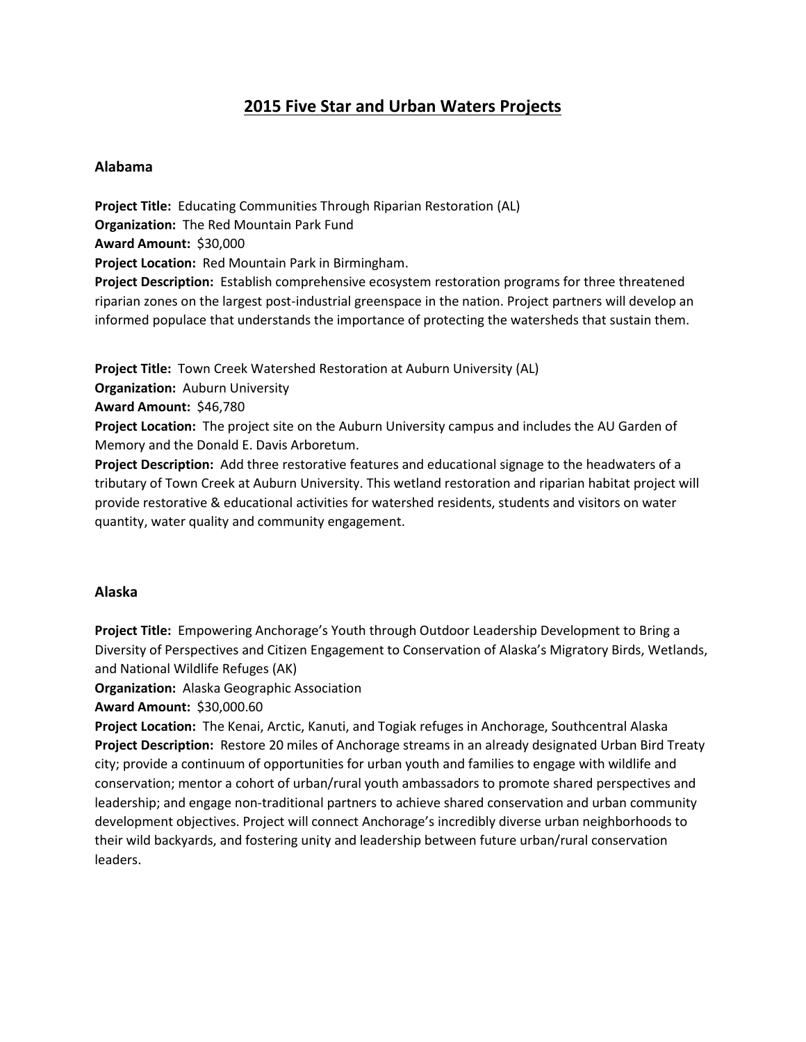# 2015 Five Star and Urban Waters Projects

## Alabama

**Project Title:** Educating Communities Through Riparian Restoration (AL)
**Organization:** The Red Mountain Park Fund
**Award Amount:** $30,000
**Project Location:** Red Mountain Park in Birmingham.
**Project Description:** Establish comprehensive ecosystem restoration programs for three threatened riparian zones on the largest post-industrial greenspace in the nation. Project partners will develop an informed populace that understands the importance of protecting the watersheds that sustain them.

**Project Title:** Town Creek Watershed Restoration at Auburn University (AL)
**Organization:** Auburn University
**Award Amount:** $46,780
**Project Location:** The project site on the Auburn University campus and includes the AU Garden of Memory and the Donald E. Davis Arboretum.
**Project Description:** Add three restorative features and educational signage to the headwaters of a tributary of Town Creek at Auburn University. This wetland restoration and riparian habitat project will provide restorative & educational activities for watershed residents, students and visitors on water quantity, water quality and community engagement.

## Alaska

**Project Title:** Empowering Anchorage's Youth through Outdoor Leadership Development to Bring a Diversity of Perspectives and Citizen Engagement to Conservation of Alaska's Migratory Birds, Wetlands, and National Wildlife Refuges (AK)
**Organization:** Alaska Geographic Association
**Award Amount:** $30,000.60
**Project Location:** The Kenai, Arctic, Kanuti, and Togiak refuges in Anchorage, Southcentral Alaska
**Project Description:** Restore 20 miles of Anchorage streams in an already designated Urban Bird Treaty city; provide a continuum of opportunities for urban youth and families to engage with wildlife and conservation; mentor a cohort of urban/rural youth ambassadors to promote shared perspectives and leadership; and engage non-traditional partners to achieve shared conservation and urban community development objectives. Project will connect Anchorage's incredibly diverse urban neighborhoods to their wild backyards, and fostering unity and leadership between future urban/rural conservation leaders.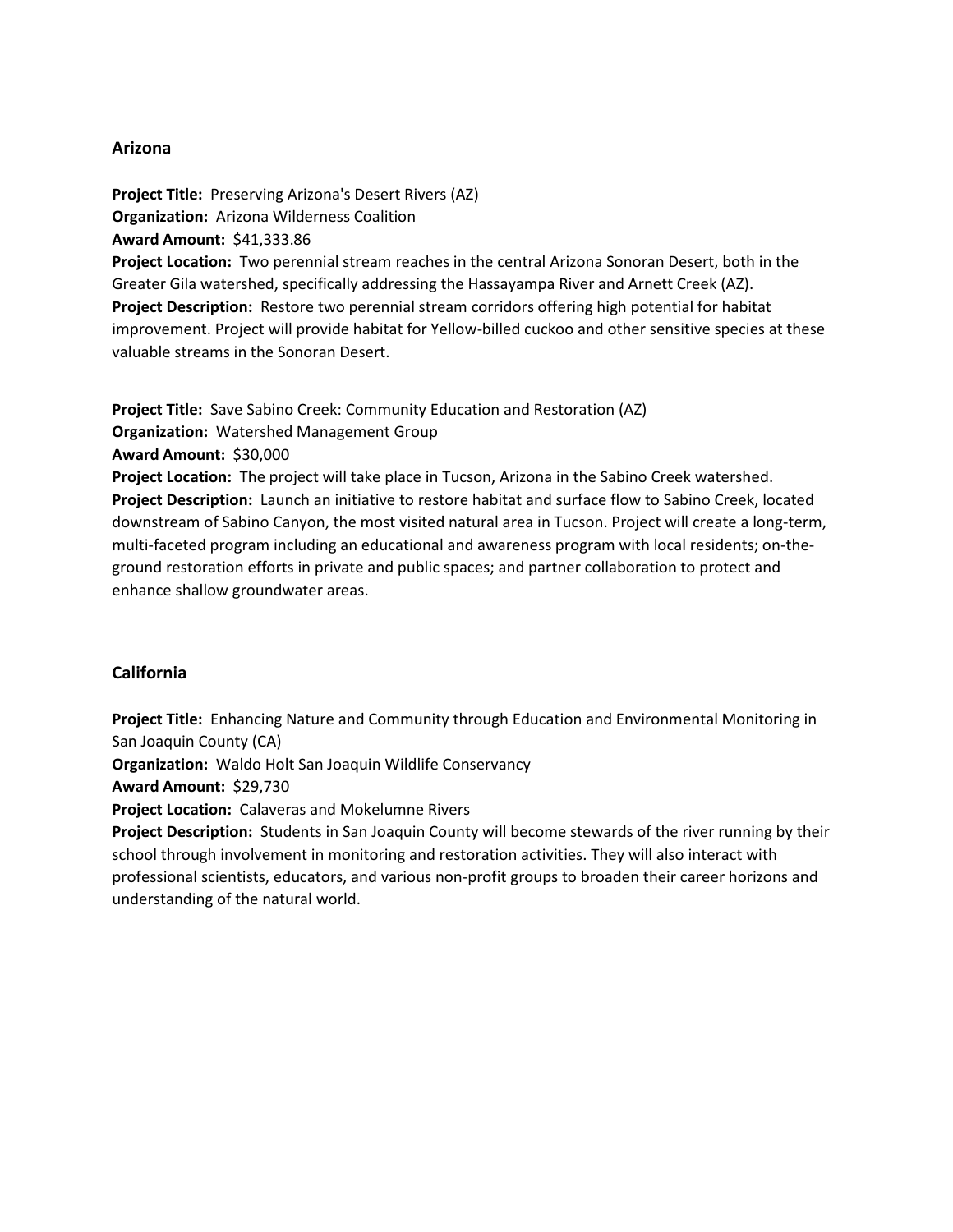## Arizona

**Project Title:** Preserving Arizona's Desert Rivers (AZ)
**Organization:** Arizona Wilderness Coalition
**Award Amount:** $41,333.86
**Project Location:** Two perennial stream reaches in the central Arizona Sonoran Desert, both in the Greater Gila watershed, specifically addressing the Hassayampa River and Arnett Creek (AZ).
**Project Description:** Restore two perennial stream corridors offering high potential for habitat improvement. Project will provide habitat for Yellow-billed cuckoo and other sensitive species at these valuable streams in the Sonoran Desert.

**Project Title:** Save Sabino Creek: Community Education and Restoration (AZ)
**Organization:** Watershed Management Group
**Award Amount:** $30,000
**Project Location:** The project will take place in Tucson, Arizona in the Sabino Creek watershed.
**Project Description:** Launch an initiative to restore habitat and surface flow to Sabino Creek, located downstream of Sabino Canyon, the most visited natural area in Tucson. Project will create a long-term, multi-faceted program including an educational and awareness program with local residents; on-the-ground restoration efforts in private and public spaces; and partner collaboration to protect and enhance shallow groundwater areas.

## California

**Project Title:** Enhancing Nature and Community through Education and Environmental Monitoring in San Joaquin County (CA)
**Organization:** Waldo Holt San Joaquin Wildlife Conservancy
**Award Amount:** $29,730
**Project Location:** Calaveras and Mokelumne Rivers
**Project Description:** Students in San Joaquin County will become stewards of the river running by their school through involvement in monitoring and restoration activities. They will also interact with professional scientists, educators, and various non-profit groups to broaden their career horizons and understanding of the natural world.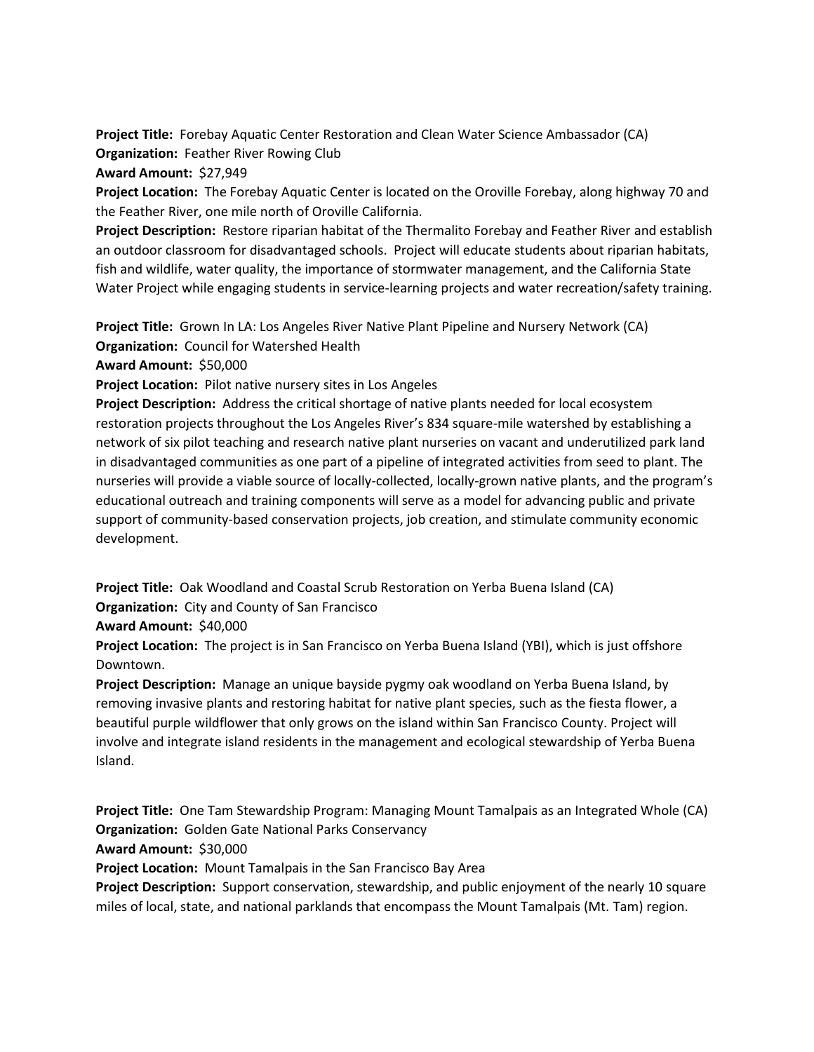**Project Title:** Forebay Aquatic Center Restoration and Clean Water Science Ambassador (CA)
**Organization:** Feather River Rowing Club
**Award Amount:** $27,949
**Project Location:** The Forebay Aquatic Center is located on the Oroville Forebay, along highway 70 and the Feather River, one mile north of Oroville California.
**Project Description:** Restore riparian habitat of the Thermalito Forebay and Feather River and establish an outdoor classroom for disadvantaged schools. Project will educate students about riparian habitats, fish and wildlife, water quality, the importance of stormwater management, and the California State Water Project while engaging students in service-learning projects and water recreation/safety training.

**Project Title:** Grown In LA: Los Angeles River Native Plant Pipeline and Nursery Network (CA)
**Organization:** Council for Watershed Health
**Award Amount:** $50,000
**Project Location:** Pilot native nursery sites in Los Angeles
**Project Description:** Address the critical shortage of native plants needed for local ecosystem restoration projects throughout the Los Angeles River's 834 square-mile watershed by establishing a network of six pilot teaching and research native plant nurseries on vacant and underutilized park land in disadvantaged communities as one part of a pipeline of integrated activities from seed to plant. The nurseries will provide a viable source of locally-collected, locally-grown native plants, and the program's educational outreach and training components will serve as a model for advancing public and private support of community-based conservation projects, job creation, and stimulate community economic development.

**Project Title:** Oak Woodland and Coastal Scrub Restoration on Yerba Buena Island (CA)
**Organization:** City and County of San Francisco
**Award Amount:** $40,000
**Project Location:** The project is in San Francisco on Yerba Buena Island (YBI), which is just offshore Downtown.
**Project Description:** Manage an unique bayside pygmy oak woodland on Yerba Buena Island, by removing invasive plants and restoring habitat for native plant species, such as the fiesta flower, a beautiful purple wildflower that only grows on the island within San Francisco County. Project will involve and integrate island residents in the management and ecological stewardship of Yerba Buena Island.

**Project Title:** One Tam Stewardship Program: Managing Mount Tamalpais as an Integrated Whole (CA)
**Organization:** Golden Gate National Parks Conservancy
**Award Amount:** $30,000
**Project Location:** Mount Tamalpais in the San Francisco Bay Area
**Project Description:** Support conservation, stewardship, and public enjoyment of the nearly 10 square miles of local, state, and national parklands that encompass the Mount Tamalpais (Mt. Tam) region.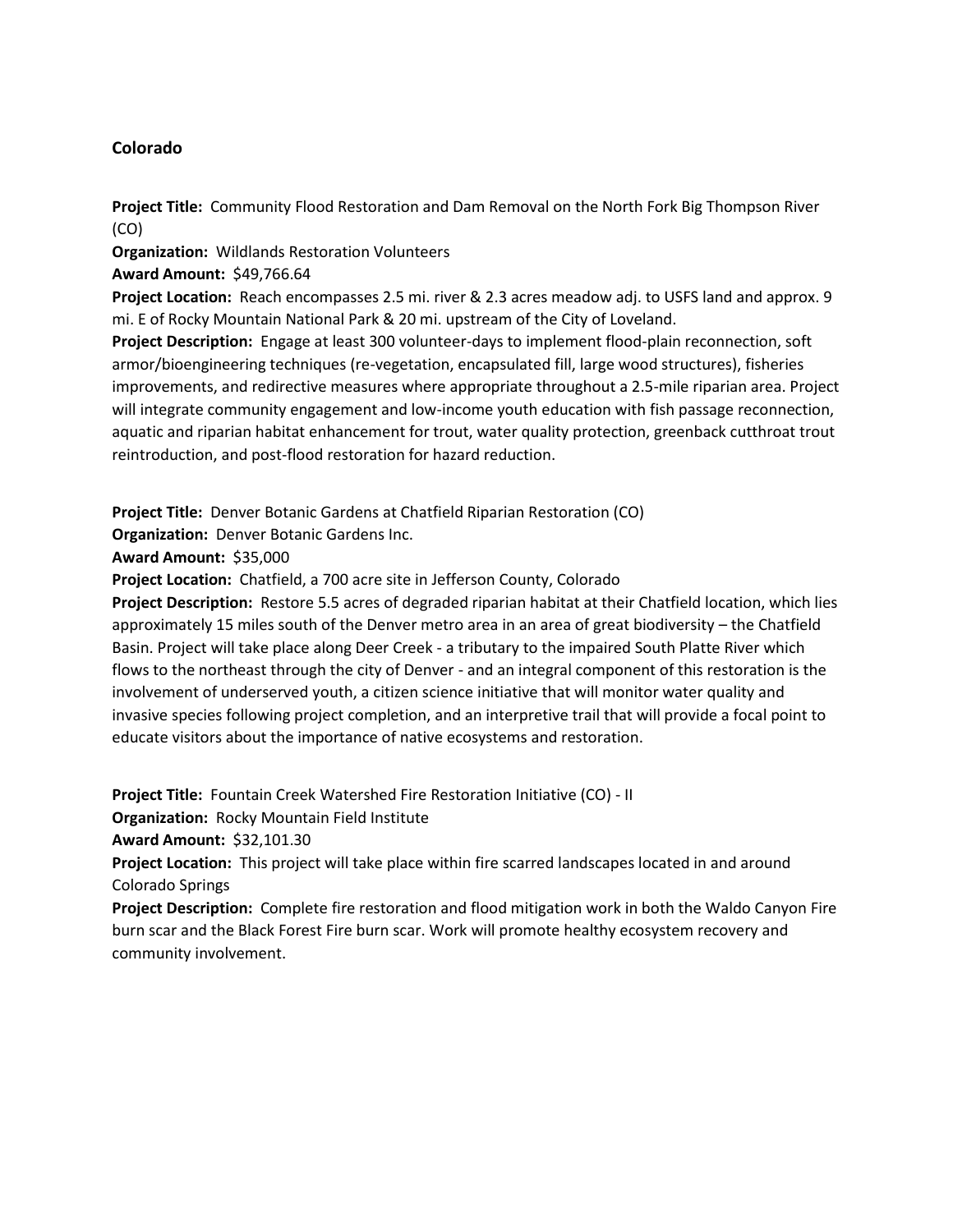## Colorado

**Project Title:** Community Flood Restoration and Dam Removal on the North Fork Big Thompson River (CO)
**Organization:** Wildlands Restoration Volunteers
**Award Amount:** $49,766.64
**Project Location:** Reach encompasses 2.5 mi. river & 2.3 acres meadow adj. to USFS land and approx. 9 mi. E of Rocky Mountain National Park & 20 mi. upstream of the City of Loveland.
**Project Description:** Engage at least 300 volunteer-days to implement flood-plain reconnection, soft armor/bioengineering techniques (re-vegetation, encapsulated fill, large wood structures), fisheries improvements, and redirective measures where appropriate throughout a 2.5-mile riparian area. Project will integrate community engagement and low-income youth education with fish passage reconnection, aquatic and riparian habitat enhancement for trout, water quality protection, greenback cutthroat trout reintroduction, and post-flood restoration for hazard reduction.

**Project Title:** Denver Botanic Gardens at Chatfield Riparian Restoration (CO)
**Organization:** Denver Botanic Gardens Inc.
**Award Amount:** $35,000
**Project Location:** Chatfield, a 700 acre site in Jefferson County, Colorado
**Project Description:** Restore 5.5 acres of degraded riparian habitat at their Chatfield location, which lies approximately 15 miles south of the Denver metro area in an area of great biodiversity – the Chatfield Basin. Project will take place along Deer Creek - a tributary to the impaired South Platte River which flows to the northeast through the city of Denver - and an integral component of this restoration is the involvement of underserved youth, a citizen science initiative that will monitor water quality and invasive species following project completion, and an interpretive trail that will provide a focal point to educate visitors about the importance of native ecosystems and restoration.

**Project Title:** Fountain Creek Watershed Fire Restoration Initiative (CO) - II
**Organization:** Rocky Mountain Field Institute
**Award Amount:** $32,101.30
**Project Location:** This project will take place within fire scarred landscapes located in and around Colorado Springs
**Project Description:** Complete fire restoration and flood mitigation work in both the Waldo Canyon Fire burn scar and the Black Forest Fire burn scar. Work will promote healthy ecosystem recovery and community involvement.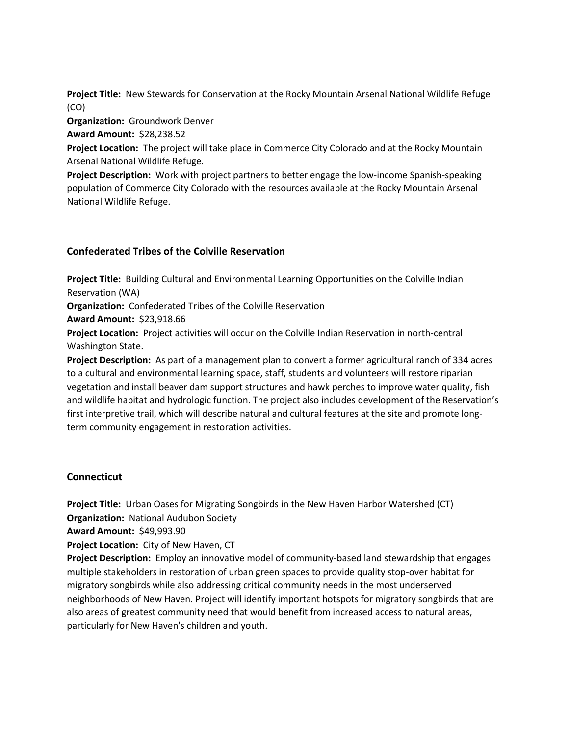**Project Title:** New Stewards for Conservation at the Rocky Mountain Arsenal National Wildlife Refuge (CO)
**Organization:** Groundwork Denver
**Award Amount:** $28,238.52
**Project Location:** The project will take place in Commerce City Colorado and at the Rocky Mountain Arsenal National Wildlife Refuge.
**Project Description:** Work with project partners to better engage the low-income Spanish-speaking population of Commerce City Colorado with the resources available at the Rocky Mountain Arsenal National Wildlife Refuge.

### Confederated Tribes of the Colville Reservation

**Project Title:** Building Cultural and Environmental Learning Opportunities on the Colville Indian Reservation (WA)
**Organization:** Confederated Tribes of the Colville Reservation
**Award Amount:** $23,918.66
**Project Location:** Project activities will occur on the Colville Indian Reservation in north-central Washington State.
**Project Description:** As part of a management plan to convert a former agricultural ranch of 334 acres to a cultural and environmental learning space, staff, students and volunteers will restore riparian vegetation and install beaver dam support structures and hawk perches to improve water quality, fish and wildlife habitat and hydrologic function. The project also includes development of the Reservation's first interpretive trail, which will describe natural and cultural features at the site and promote long-term community engagement in restoration activities.

### Connecticut

**Project Title:** Urban Oases for Migrating Songbirds in the New Haven Harbor Watershed (CT)
**Organization:** National Audubon Society
**Award Amount:** $49,993.90
**Project Location:** City of New Haven, CT
**Project Description:** Employ an innovative model of community-based land stewardship that engages multiple stakeholders in restoration of urban green spaces to provide quality stop-over habitat for migratory songbirds while also addressing critical community needs in the most underserved neighborhoods of New Haven. Project will identify important hotspots for migratory songbirds that are also areas of greatest community need that would benefit from increased access to natural areas, particularly for New Haven's children and youth.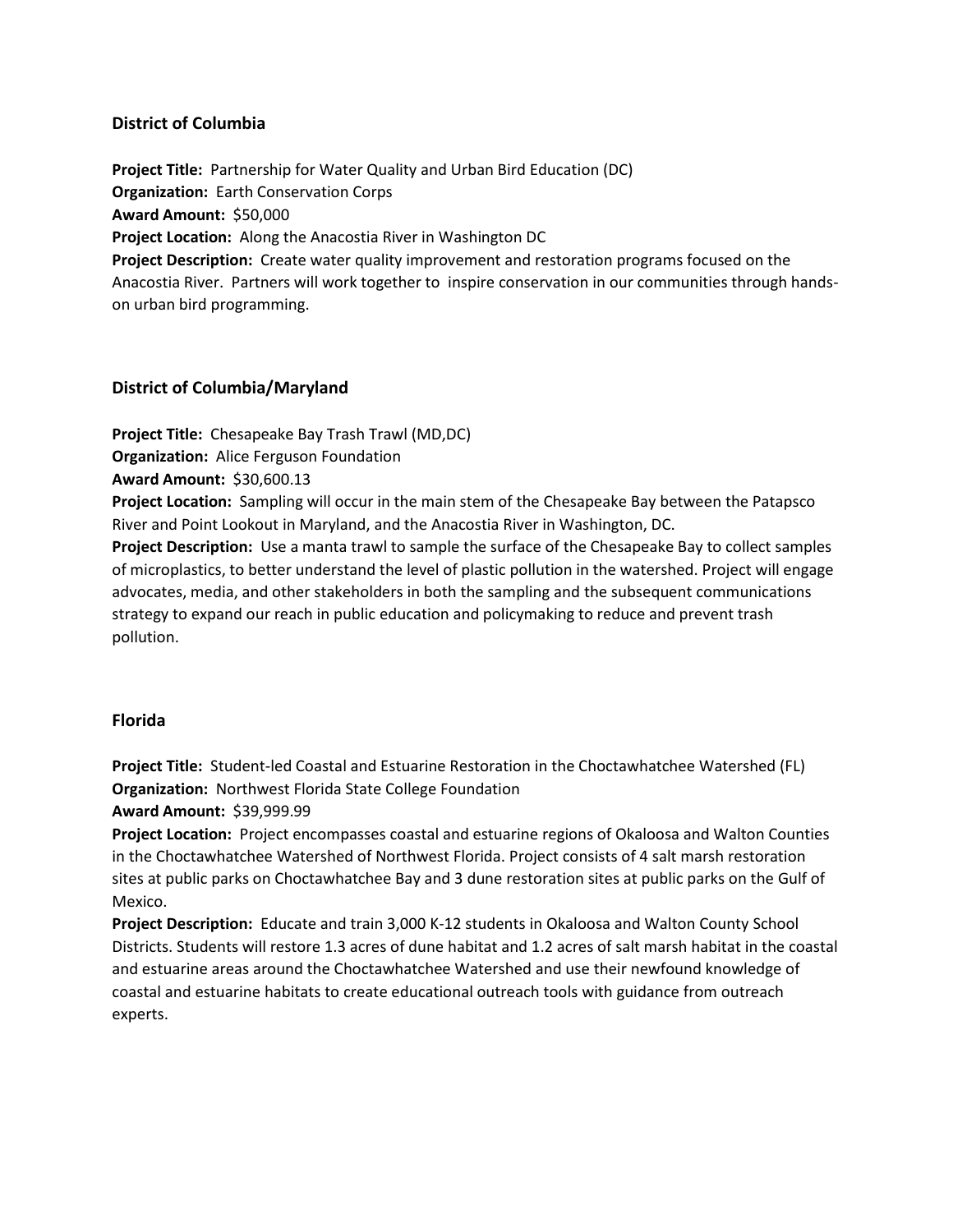## District of Columbia

**Project Title:** Partnership for Water Quality and Urban Bird Education (DC)
**Organization:** Earth Conservation Corps
**Award Amount:** $50,000
**Project Location:** Along the Anacostia River in Washington DC
**Project Description:** Create water quality improvement and restoration programs focused on the Anacostia River. Partners will work together to inspire conservation in our communities through hands-on urban bird programming.

## District of Columbia/Maryland

**Project Title:** Chesapeake Bay Trash Trawl (MD,DC)
**Organization:** Alice Ferguson Foundation
**Award Amount:** $30,600.13
**Project Location:** Sampling will occur in the main stem of the Chesapeake Bay between the Patapsco River and Point Lookout in Maryland, and the Anacostia River in Washington, DC.
**Project Description:** Use a manta trawl to sample the surface of the Chesapeake Bay to collect samples of microplastics, to better understand the level of plastic pollution in the watershed. Project will engage advocates, media, and other stakeholders in both the sampling and the subsequent communications strategy to expand our reach in public education and policymaking to reduce and prevent trash pollution.

## Florida

**Project Title:** Student-led Coastal and Estuarine Restoration in the Choctawhatchee Watershed (FL)
**Organization:** Northwest Florida State College Foundation
**Award Amount:** $39,999.99
**Project Location:** Project encompasses coastal and estuarine regions of Okaloosa and Walton Counties in the Choctawhatchee Watershed of Northwest Florida. Project consists of 4 salt marsh restoration sites at public parks on Choctawhatchee Bay and 3 dune restoration sites at public parks on the Gulf of Mexico.
**Project Description:** Educate and train 3,000 K-12 students in Okaloosa and Walton County School Districts. Students will restore 1.3 acres of dune habitat and 1.2 acres of salt marsh habitat in the coastal and estuarine areas around the Choctawhatchee Watershed and use their newfound knowledge of coastal and estuarine habitats to create educational outreach tools with guidance from outreach experts.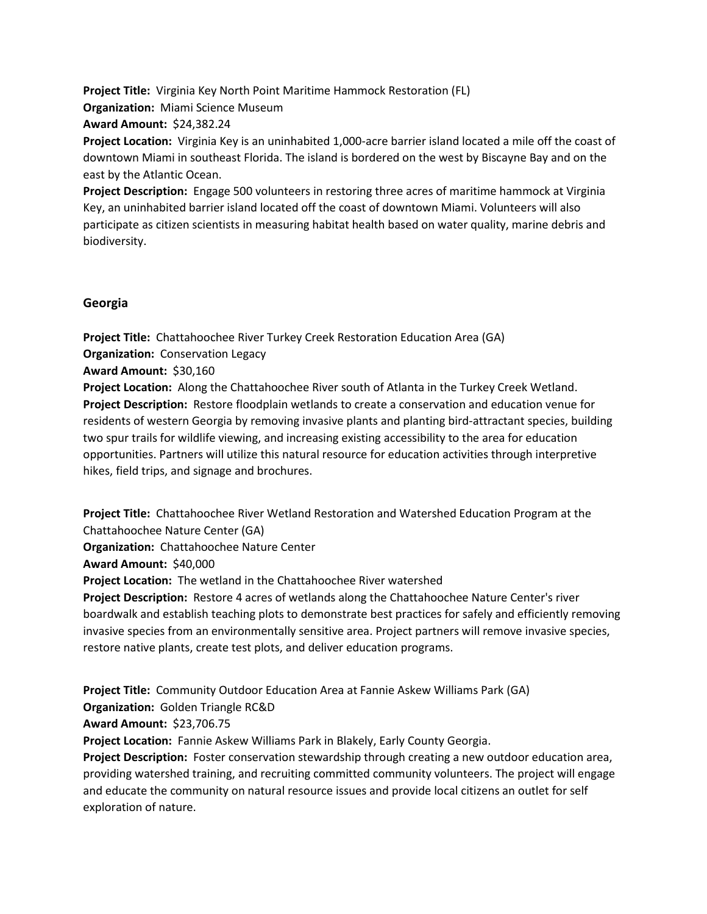**Project Title:** Virginia Key North Point Maritime Hammock Restoration (FL)
**Organization:** Miami Science Museum
**Award Amount:** $24,382.24
**Project Location:** Virginia Key is an uninhabited 1,000-acre barrier island located a mile off the coast of downtown Miami in southeast Florida. The island is bordered on the west by Biscayne Bay and on the east by the Atlantic Ocean.
**Project Description:** Engage 500 volunteers in restoring three acres of maritime hammock at Virginia Key, an uninhabited barrier island located off the coast of downtown Miami. Volunteers will also participate as citizen scientists in measuring habitat health based on water quality, marine debris and biodiversity.

### Georgia

**Project Title:** Chattahoochee River Turkey Creek Restoration Education Area (GA)
**Organization:** Conservation Legacy
**Award Amount:** $30,160
**Project Location:** Along the Chattahoochee River south of Atlanta in the Turkey Creek Wetland.
**Project Description:** Restore floodplain wetlands to create a conservation and education venue for residents of western Georgia by removing invasive plants and planting bird-attractant species, building two spur trails for wildlife viewing, and increasing existing accessibility to the area for education opportunities. Partners will utilize this natural resource for education activities through interpretive hikes, field trips, and signage and brochures.

**Project Title:** Chattahoochee River Wetland Restoration and Watershed Education Program at the Chattahoochee Nature Center (GA)
**Organization:** Chattahoochee Nature Center
**Award Amount:** $40,000
**Project Location:** The wetland in the Chattahoochee River watershed
**Project Description:** Restore 4 acres of wetlands along the Chattahoochee Nature Center's river boardwalk and establish teaching plots to demonstrate best practices for safely and efficiently removing invasive species from an environmentally sensitive area. Project partners will remove invasive species, restore native plants, create test plots, and deliver education programs.

**Project Title:** Community Outdoor Education Area at Fannie Askew Williams Park (GA)
**Organization:** Golden Triangle RC&D
**Award Amount:** $23,706.75
**Project Location:** Fannie Askew Williams Park in Blakely, Early County Georgia.
**Project Description:** Foster conservation stewardship through creating a new outdoor education area, providing watershed training, and recruiting committed community volunteers. The project will engage and educate the community on natural resource issues and provide local citizens an outlet for self exploration of nature.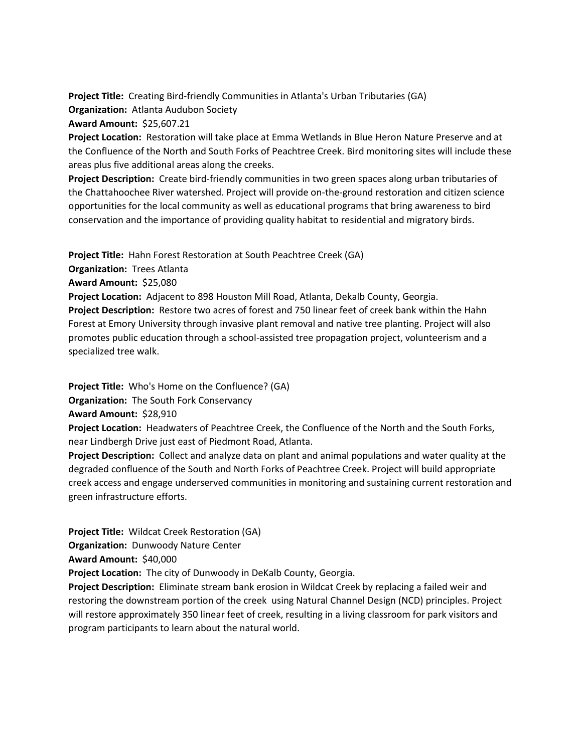**Project Title:** Creating Bird-friendly Communities in Atlanta's Urban Tributaries (GA)
**Organization:** Atlanta Audubon Society
**Award Amount:** $25,607.21
**Project Location:** Restoration will take place at Emma Wetlands in Blue Heron Nature Preserve and at the Confluence of the North and South Forks of Peachtree Creek. Bird monitoring sites will include these areas plus five additional areas along the creeks.
**Project Description:** Create bird-friendly communities in two green spaces along urban tributaries of the Chattahoochee River watershed. Project will provide on-the-ground restoration and citizen science opportunities for the local community as well as educational programs that bring awareness to bird conservation and the importance of providing quality habitat to residential and migratory birds.

**Project Title:** Hahn Forest Restoration at South Peachtree Creek (GA)
**Organization:** Trees Atlanta
**Award Amount:** $25,080
**Project Location:** Adjacent to 898 Houston Mill Road, Atlanta, Dekalb County, Georgia.
**Project Description:** Restore two acres of forest and 750 linear feet of creek bank within the Hahn Forest at Emory University through invasive plant removal and native tree planting. Project will also promotes public education through a school-assisted tree propagation project, volunteerism and a specialized tree walk.

**Project Title:** Who's Home on the Confluence? (GA)
**Organization:** The South Fork Conservancy
**Award Amount:** $28,910
**Project Location:** Headwaters of Peachtree Creek, the Confluence of the North and the South Forks, near Lindbergh Drive just east of Piedmont Road, Atlanta.
**Project Description:** Collect and analyze data on plant and animal populations and water quality at the degraded confluence of the South and North Forks of Peachtree Creek. Project will build appropriate creek access and engage underserved communities in monitoring and sustaining current restoration and green infrastructure efforts.

**Project Title:** Wildcat Creek Restoration (GA)
**Organization:** Dunwoody Nature Center
**Award Amount:** $40,000
**Project Location:** The city of Dunwoody in DeKalb County, Georgia.
**Project Description:** Eliminate stream bank erosion in Wildcat Creek by replacing a failed weir and restoring the downstream portion of the creek using Natural Channel Design (NCD) principles. Project will restore approximately 350 linear feet of creek, resulting in a living classroom for park visitors and program participants to learn about the natural world.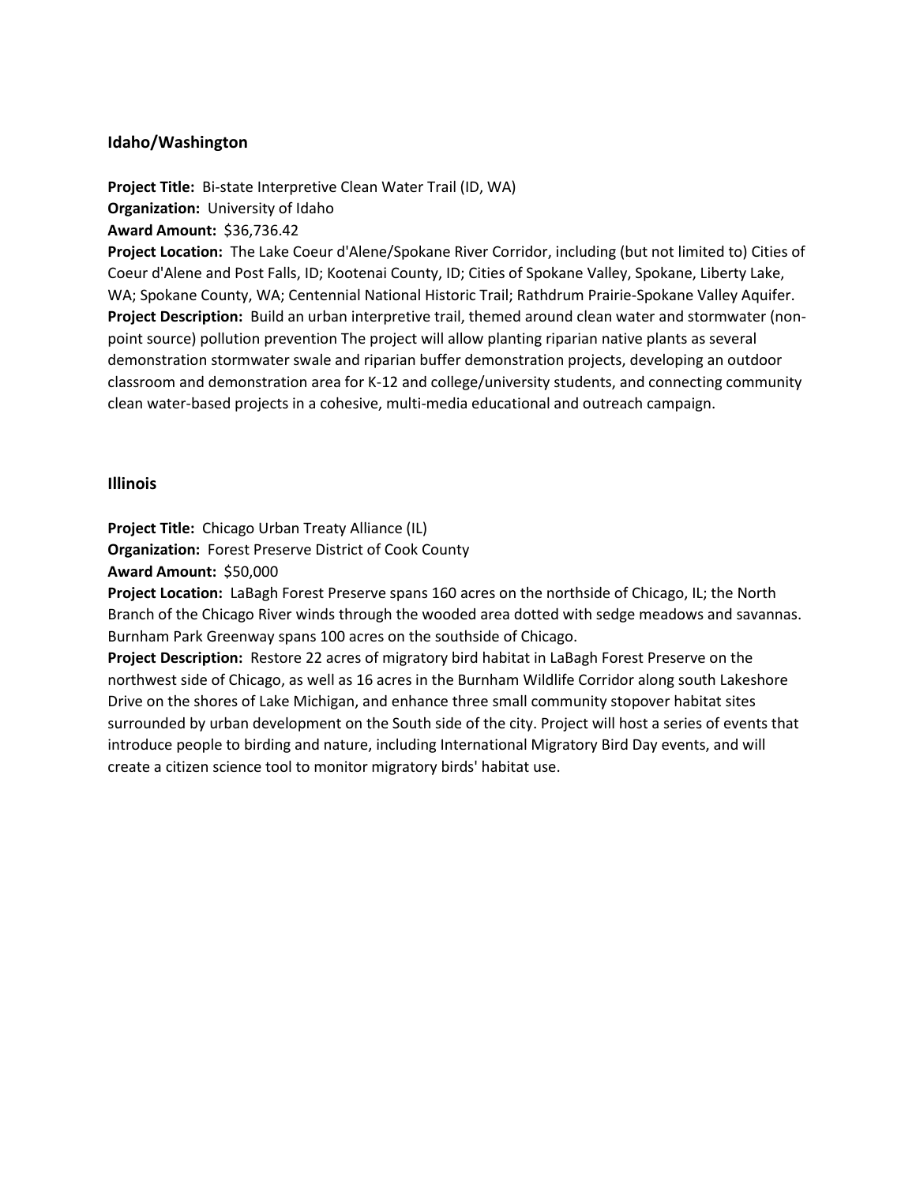### Idaho/Washington

**Project Title:** Bi-state Interpretive Clean Water Trail (ID, WA)
**Organization:** University of Idaho
**Award Amount:** $36,736.42
**Project Location:** The Lake Coeur d'Alene/Spokane River Corridor, including (but not limited to) Cities of Coeur d'Alene and Post Falls, ID; Kootenai County, ID; Cities of Spokane Valley, Spokane, Liberty Lake, WA; Spokane County, WA; Centennial National Historic Trail; Rathdrum Prairie-Spokane Valley Aquifer.
**Project Description:** Build an urban interpretive trail, themed around clean water and stormwater (non-point source) pollution prevention The project will allow planting riparian native plants as several demonstration stormwater swale and riparian buffer demonstration projects, developing an outdoor classroom and demonstration area for K-12 and college/university students, and connecting community clean water-based projects in a cohesive, multi-media educational and outreach campaign.

### Illinois

**Project Title:** Chicago Urban Treaty Alliance (IL)
**Organization:** Forest Preserve District of Cook County
**Award Amount:** $50,000
**Project Location:** LaBagh Forest Preserve spans 160 acres on the northside of Chicago, IL; the North Branch of the Chicago River winds through the wooded area dotted with sedge meadows and savannas. Burnham Park Greenway spans 100 acres on the southside of Chicago.
**Project Description:** Restore 22 acres of migratory bird habitat in LaBagh Forest Preserve on the northwest side of Chicago, as well as 16 acres in the Burnham Wildlife Corridor along south Lakeshore Drive on the shores of Lake Michigan, and enhance three small community stopover habitat sites surrounded by urban development on the South side of the city. Project will host a series of events that introduce people to birding and nature, including International Migratory Bird Day events, and will create a citizen science tool to monitor migratory birds' habitat use.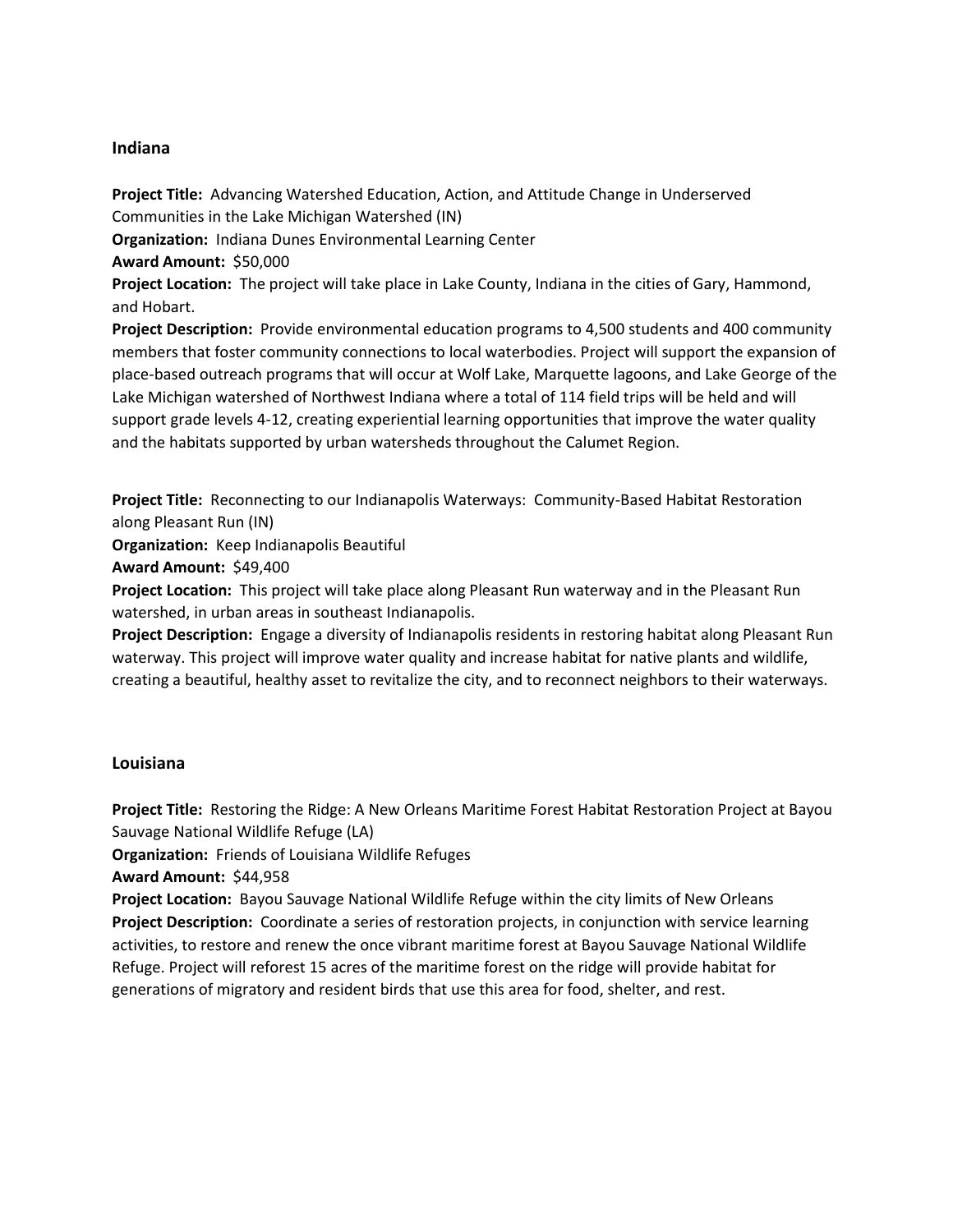## Indiana

**Project Title:** Advancing Watershed Education, Action, and Attitude Change in Underserved Communities in the Lake Michigan Watershed (IN)
**Organization:** Indiana Dunes Environmental Learning Center
**Award Amount:** $50,000
**Project Location:** The project will take place in Lake County, Indiana in the cities of Gary, Hammond, and Hobart.
**Project Description:** Provide environmental education programs to 4,500 students and 400 community members that foster community connections to local waterbodies. Project will support the expansion of place-based outreach programs that will occur at Wolf Lake, Marquette lagoons, and Lake George of the Lake Michigan watershed of Northwest Indiana where a total of 114 field trips will be held and will support grade levels 4-12, creating experiential learning opportunities that improve the water quality and the habitats supported by urban watersheds throughout the Calumet Region.

**Project Title:** Reconnecting to our Indianapolis Waterways: Community-Based Habitat Restoration along Pleasant Run (IN)
**Organization:** Keep Indianapolis Beautiful
**Award Amount:** $49,400
**Project Location:** This project will take place along Pleasant Run waterway and in the Pleasant Run watershed, in urban areas in southeast Indianapolis.
**Project Description:** Engage a diversity of Indianapolis residents in restoring habitat along Pleasant Run waterway. This project will improve water quality and increase habitat for native plants and wildlife, creating a beautiful, healthy asset to revitalize the city, and to reconnect neighbors to their waterways.

## Louisiana

**Project Title:** Restoring the Ridge: A New Orleans Maritime Forest Habitat Restoration Project at Bayou Sauvage National Wildlife Refuge (LA)
**Organization:** Friends of Louisiana Wildlife Refuges
**Award Amount:** $44,958
**Project Location:** Bayou Sauvage National Wildlife Refuge within the city limits of New Orleans
**Project Description:** Coordinate a series of restoration projects, in conjunction with service learning activities, to restore and renew the once vibrant maritime forest at Bayou Sauvage National Wildlife Refuge. Project will reforest 15 acres of the maritime forest on the ridge will provide habitat for generations of migratory and resident birds that use this area for food, shelter, and rest.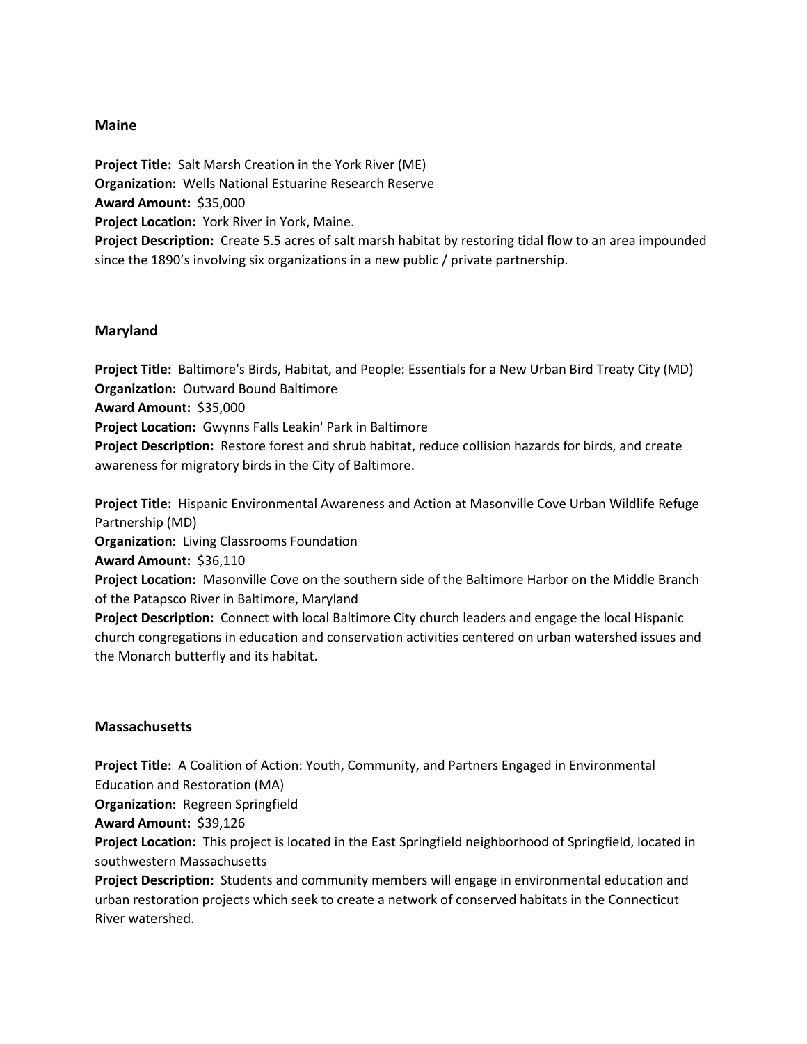## Maine

**Project Title:** Salt Marsh Creation in the York River (ME)
**Organization:** Wells National Estuarine Research Reserve
**Award Amount:** $35,000
**Project Location:** York River in York, Maine.
**Project Description:** Create 5.5 acres of salt marsh habitat by restoring tidal flow to an area impounded since the 1890's involving six organizations in a new public / private partnership.

## Maryland

**Project Title:** Baltimore's Birds, Habitat, and People: Essentials for a New Urban Bird Treaty City (MD)
**Organization:** Outward Bound Baltimore
**Award Amount:** $35,000
**Project Location:** Gwynns Falls Leakin' Park in Baltimore
**Project Description:** Restore forest and shrub habitat, reduce collision hazards for birds, and create awareness for migratory birds in the City of Baltimore.

**Project Title:** Hispanic Environmental Awareness and Action at Masonville Cove Urban Wildlife Refuge Partnership (MD)
**Organization:** Living Classrooms Foundation
**Award Amount:** $36,110
**Project Location:** Masonville Cove on the southern side of the Baltimore Harbor on the Middle Branch of the Patapsco River in Baltimore, Maryland
**Project Description:** Connect with local Baltimore City church leaders and engage the local Hispanic church congregations in education and conservation activities centered on urban watershed issues and the Monarch butterfly and its habitat.

## Massachusetts

**Project Title:** A Coalition of Action: Youth, Community, and Partners Engaged in Environmental Education and Restoration (MA)
**Organization:** Regreen Springfield
**Award Amount:** $39,126
**Project Location:** This project is located in the East Springfield neighborhood of Springfield, located in southwestern Massachusetts
**Project Description:** Students and community members will engage in environmental education and urban restoration projects which seek to create a network of conserved habitats in the Connecticut River watershed.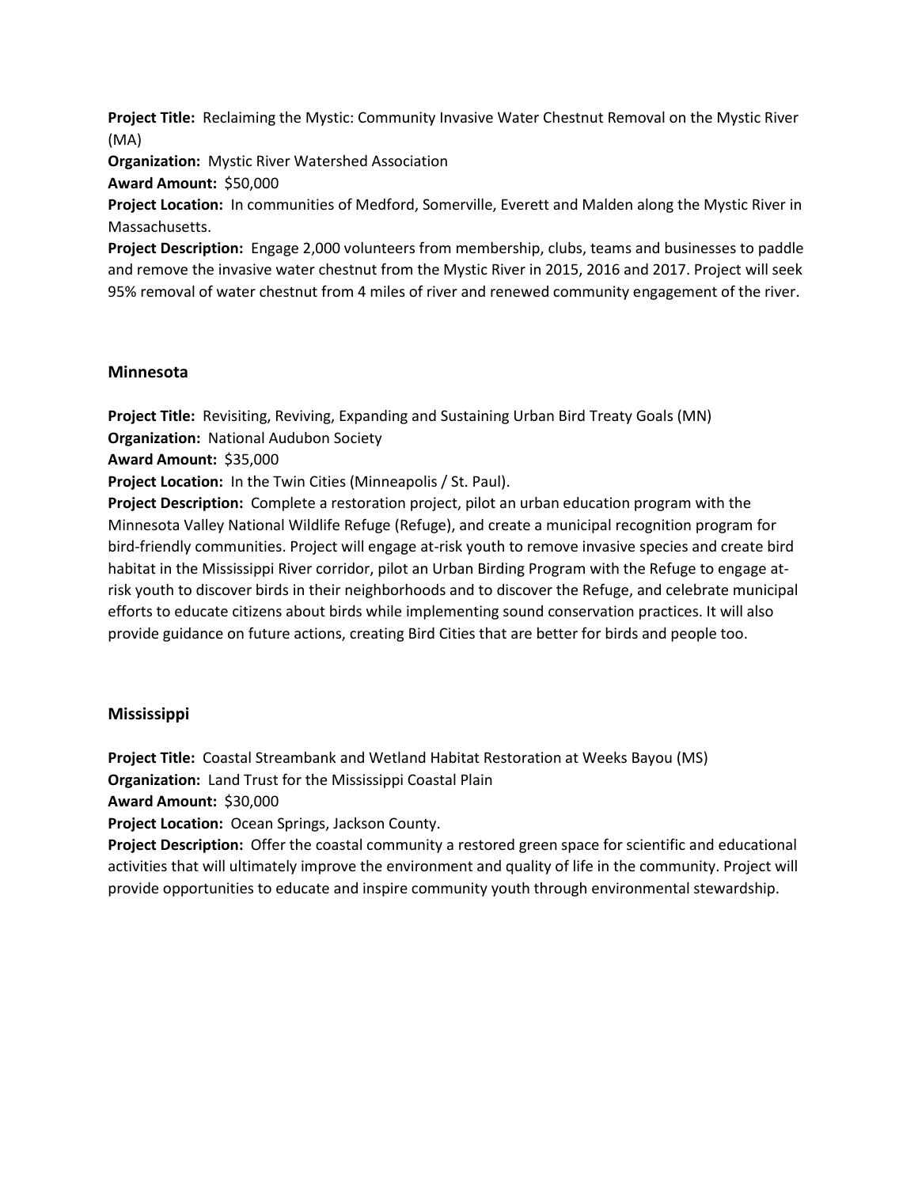**Project Title:** Reclaiming the Mystic: Community Invasive Water Chestnut Removal on the Mystic River (MA)
**Organization:** Mystic River Watershed Association
**Award Amount:** $50,000
**Project Location:** In communities of Medford, Somerville, Everett and Malden along the Mystic River in Massachusetts.
**Project Description:** Engage 2,000 volunteers from membership, clubs, teams and businesses to paddle and remove the invasive water chestnut from the Mystic River in 2015, 2016 and 2017. Project will seek 95% removal of water chestnut from 4 miles of river and renewed community engagement of the river.

### Minnesota

**Project Title:** Revisiting, Reviving, Expanding and Sustaining Urban Bird Treaty Goals (MN)
**Organization:** National Audubon Society
**Award Amount:** $35,000
**Project Location:** In the Twin Cities (Minneapolis / St. Paul).
**Project Description:** Complete a restoration project, pilot an urban education program with the Minnesota Valley National Wildlife Refuge (Refuge), and create a municipal recognition program for bird-friendly communities. Project will engage at-risk youth to remove invasive species and create bird habitat in the Mississippi River corridor, pilot an Urban Birding Program with the Refuge to engage at-risk youth to discover birds in their neighborhoods and to discover the Refuge, and celebrate municipal efforts to educate citizens about birds while implementing sound conservation practices. It will also provide guidance on future actions, creating Bird Cities that are better for birds and people too.

### Mississippi

**Project Title:** Coastal Streambank and Wetland Habitat Restoration at Weeks Bayou (MS)
**Organization:** Land Trust for the Mississippi Coastal Plain
**Award Amount:** $30,000
**Project Location:** Ocean Springs, Jackson County.
**Project Description:** Offer the coastal community a restored green space for scientific and educational activities that will ultimately improve the environment and quality of life in the community. Project will provide opportunities to educate and inspire community youth through environmental stewardship.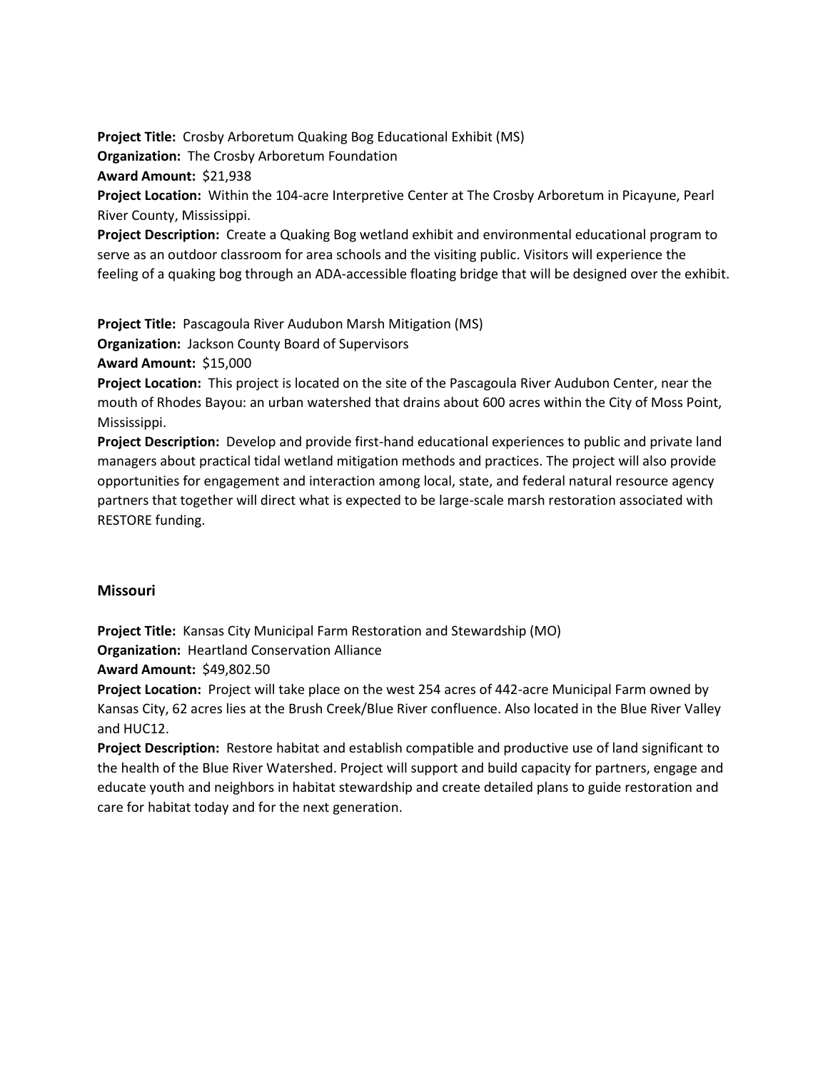**Project Title:** Crosby Arboretum Quaking Bog Educational Exhibit (MS)
**Organization:** The Crosby Arboretum Foundation
**Award Amount:** $21,938
**Project Location:** Within the 104-acre Interpretive Center at The Crosby Arboretum in Picayune, Pearl River County, Mississippi.
**Project Description:** Create a Quaking Bog wetland exhibit and environmental educational program to serve as an outdoor classroom for area schools and the visiting public. Visitors will experience the feeling of a quaking bog through an ADA-accessible floating bridge that will be designed over the exhibit.

**Project Title:** Pascagoula River Audubon Marsh Mitigation (MS)
**Organization:** Jackson County Board of Supervisors
**Award Amount:** $15,000
**Project Location:** This project is located on the site of the Pascagoula River Audubon Center, near the mouth of Rhodes Bayou: an urban watershed that drains about 600 acres within the City of Moss Point, Mississippi.
**Project Description:** Develop and provide first-hand educational experiences to public and private land managers about practical tidal wetland mitigation methods and practices. The project will also provide opportunities for engagement and interaction among local, state, and federal natural resource agency partners that together will direct what is expected to be large-scale marsh restoration associated with RESTORE funding.

## Missouri

**Project Title:** Kansas City Municipal Farm Restoration and Stewardship (MO)
**Organization:** Heartland Conservation Alliance
**Award Amount:** $49,802.50
**Project Location:** Project will take place on the west 254 acres of 442-acre Municipal Farm owned by Kansas City, 62 acres lies at the Brush Creek/Blue River confluence. Also located in the Blue River Valley and HUC12.
**Project Description:** Restore habitat and establish compatible and productive use of land significant to the health of the Blue River Watershed. Project will support and build capacity for partners, engage and educate youth and neighbors in habitat stewardship and create detailed plans to guide restoration and care for habitat today and for the next generation.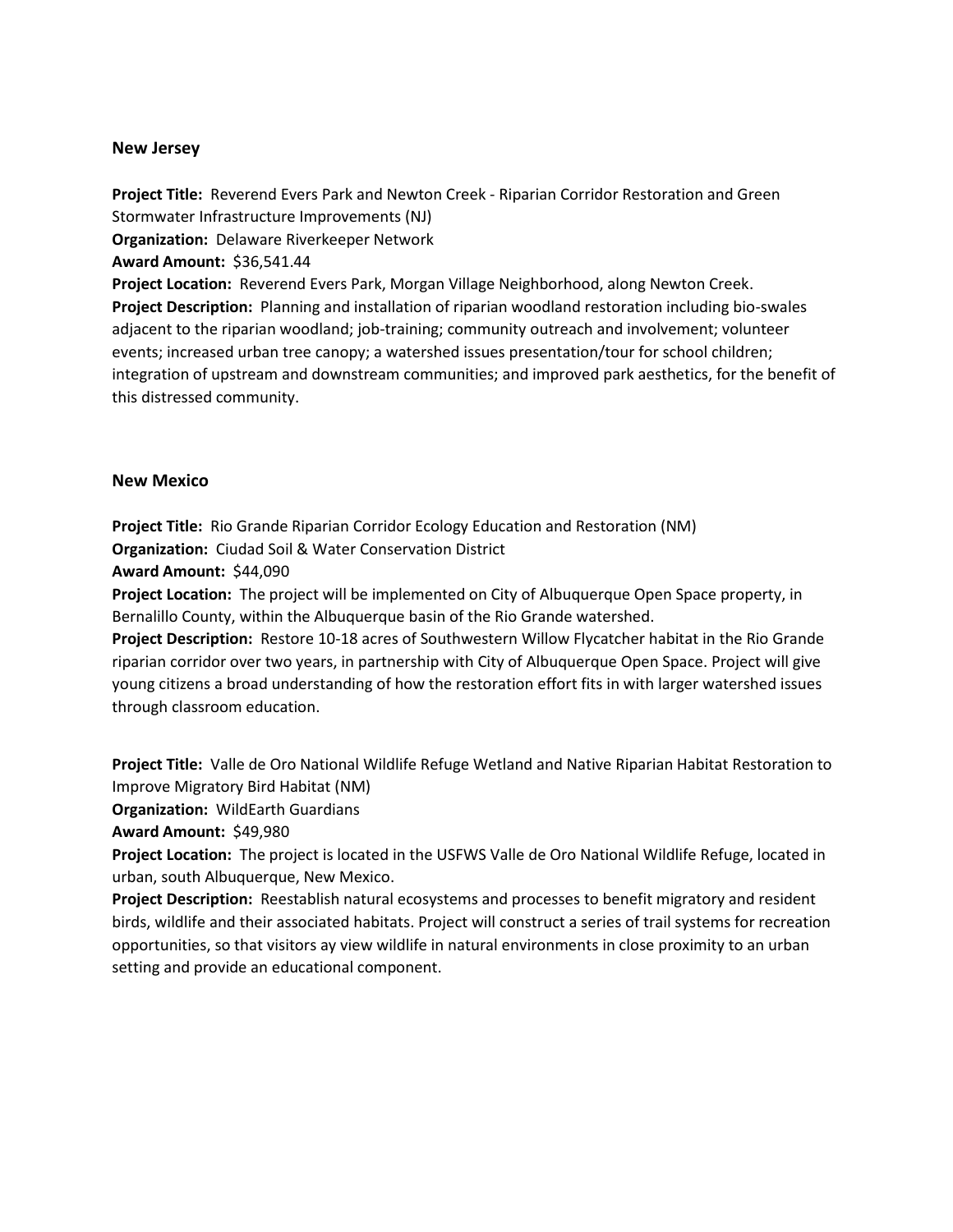## New Jersey

**Project Title:** Reverend Evers Park and Newton Creek - Riparian Corridor Restoration and Green Stormwater Infrastructure Improvements (NJ)
**Organization:** Delaware Riverkeeper Network
**Award Amount:** $36,541.44
**Project Location:** Reverend Evers Park, Morgan Village Neighborhood, along Newton Creek.
**Project Description:** Planning and installation of riparian woodland restoration including bio-swales adjacent to the riparian woodland; job-training; community outreach and involvement; volunteer events; increased urban tree canopy; a watershed issues presentation/tour for school children; integration of upstream and downstream communities; and improved park aesthetics, for the benefit of this distressed community.

## New Mexico

**Project Title:** Rio Grande Riparian Corridor Ecology Education and Restoration (NM)
**Organization:** Ciudad Soil & Water Conservation District
**Award Amount:** $44,090
**Project Location:** The project will be implemented on City of Albuquerque Open Space property, in Bernalillo County, within the Albuquerque basin of the Rio Grande watershed.
**Project Description:** Restore 10-18 acres of Southwestern Willow Flycatcher habitat in the Rio Grande riparian corridor over two years, in partnership with City of Albuquerque Open Space. Project will give young citizens a broad understanding of how the restoration effort fits in with larger watershed issues through classroom education.

**Project Title:** Valle de Oro National Wildlife Refuge Wetland and Native Riparian Habitat Restoration to Improve Migratory Bird Habitat (NM)
**Organization:** WildEarth Guardians
**Award Amount:** $49,980
**Project Location:** The project is located in the USFWS Valle de Oro National Wildlife Refuge, located in urban, south Albuquerque, New Mexico.
**Project Description:** Reestablish natural ecosystems and processes to benefit migratory and resident birds, wildlife and their associated habitats. Project will construct a series of trail systems for recreation opportunities, so that visitors ay view wildlife in natural environments in close proximity to an urban setting and provide an educational component.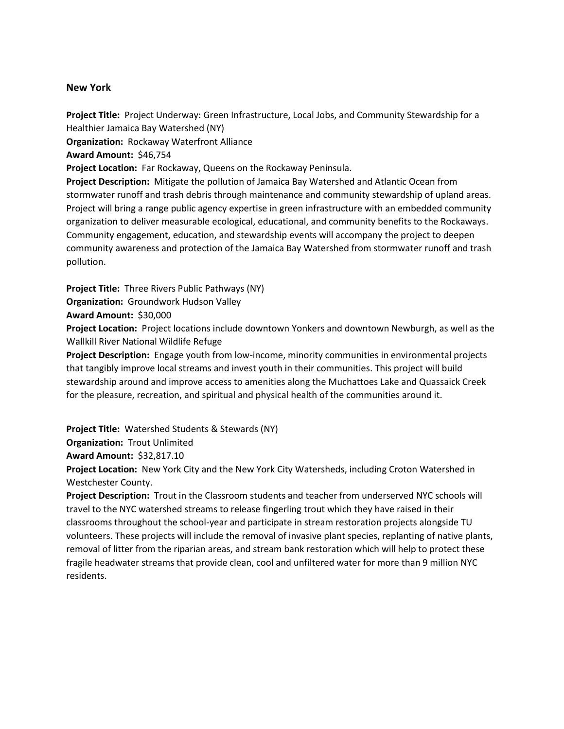## New York

**Project Title:** Project Underway: Green Infrastructure, Local Jobs, and Community Stewardship for a Healthier Jamaica Bay Watershed (NY)
**Organization:** Rockaway Waterfront Alliance
**Award Amount:** $46,754
**Project Location:** Far Rockaway, Queens on the Rockaway Peninsula.
**Project Description:** Mitigate the pollution of Jamaica Bay Watershed and Atlantic Ocean from stormwater runoff and trash debris through maintenance and community stewardship of upland areas. Project will bring a range public agency expertise in green infrastructure with an embedded community organization to deliver measurable ecological, educational, and community benefits to the Rockaways. Community engagement, education, and stewardship events will accompany the project to deepen community awareness and protection of the Jamaica Bay Watershed from stormwater runoff and trash pollution.

**Project Title:** Three Rivers Public Pathways (NY)
**Organization:** Groundwork Hudson Valley
**Award Amount:** $30,000
**Project Location:** Project locations include downtown Yonkers and downtown Newburgh, as well as the Wallkill River National Wildlife Refuge
**Project Description:** Engage youth from low-income, minority communities in environmental projects that tangibly improve local streams and invest youth in their communities. This project will build stewardship around and improve access to amenities along the Muchattoes Lake and Quassaick Creek for the pleasure, recreation, and spiritual and physical health of the communities around it.

**Project Title:** Watershed Students & Stewards (NY)
**Organization:** Trout Unlimited
**Award Amount:** $32,817.10
**Project Location:** New York City and the New York City Watersheds, including Croton Watershed in Westchester County.
**Project Description:** Trout in the Classroom students and teacher from underserved NYC schools will travel to the NYC watershed streams to release fingerling trout which they have raised in their classrooms throughout the school-year and participate in stream restoration projects alongside TU volunteers. These projects will include the removal of invasive plant species, replanting of native plants, removal of litter from the riparian areas, and stream bank restoration which will help to protect these fragile headwater streams that provide clean, cool and unfiltered water for more than 9 million NYC residents.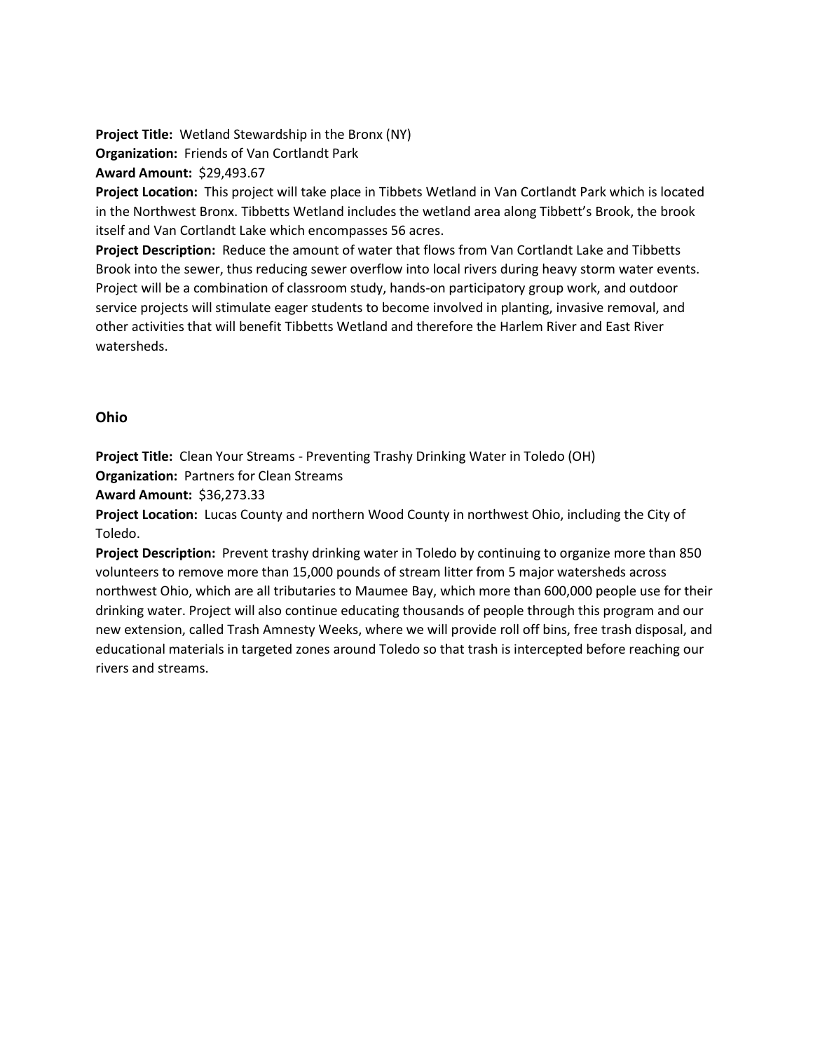**Project Title:** Wetland Stewardship in the Bronx (NY)
**Organization:** Friends of Van Cortlandt Park
**Award Amount:** $29,493.67
**Project Location:** This project will take place in Tibbets Wetland in Van Cortlandt Park which is located in the Northwest Bronx. Tibbetts Wetland includes the wetland area along Tibbett's Brook, the brook itself and Van Cortlandt Lake which encompasses 56 acres.
**Project Description:** Reduce the amount of water that flows from Van Cortlandt Lake and Tibbetts Brook into the sewer, thus reducing sewer overflow into local rivers during heavy storm water events. Project will be a combination of classroom study, hands-on participatory group work, and outdoor service projects will stimulate eager students to become involved in planting, invasive removal, and other activities that will benefit Tibbetts Wetland and therefore the Harlem River and East River watersheds.

### Ohio

**Project Title:** Clean Your Streams - Preventing Trashy Drinking Water in Toledo (OH)
**Organization:** Partners for Clean Streams
**Award Amount:** $36,273.33
**Project Location:** Lucas County and northern Wood County in northwest Ohio, including the City of Toledo.
**Project Description:** Prevent trashy drinking water in Toledo by continuing to organize more than 850 volunteers to remove more than 15,000 pounds of stream litter from 5 major watersheds across northwest Ohio, which are all tributaries to Maumee Bay, which more than 600,000 people use for their drinking water. Project will also continue educating thousands of people through this program and our new extension, called Trash Amnesty Weeks, where we will provide roll off bins, free trash disposal, and educational materials in targeted zones around Toledo so that trash is intercepted before reaching our rivers and streams.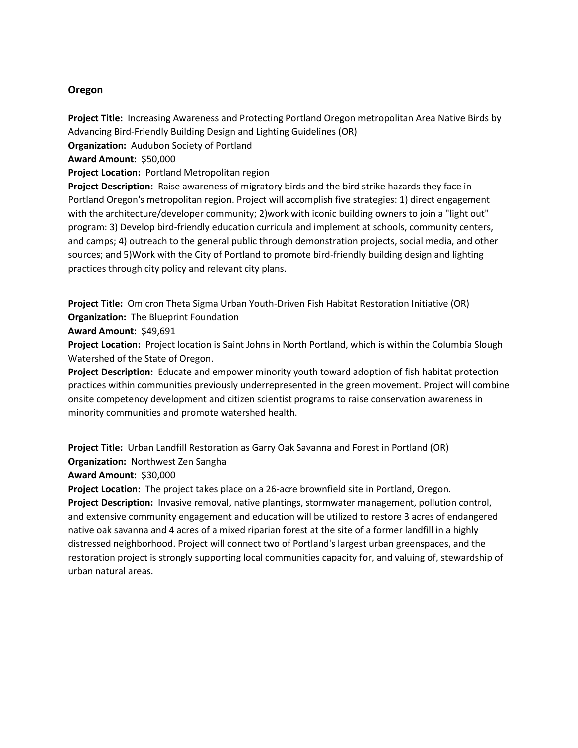## Oregon

**Project Title:** Increasing Awareness and Protecting Portland Oregon metropolitan Area Native Birds by Advancing Bird-Friendly Building Design and Lighting Guidelines (OR)
**Organization:** Audubon Society of Portland
**Award Amount:** $50,000
**Project Location:** Portland Metropolitan region
**Project Description:** Raise awareness of migratory birds and the bird strike hazards they face in Portland Oregon's metropolitan region. Project will accomplish five strategies: 1) direct engagement with the architecture/developer community; 2)work with iconic building owners to join a "light out" program: 3) Develop bird-friendly education curricula and implement at schools, community centers, and camps; 4) outreach to the general public through demonstration projects, social media, and other sources; and 5)Work with the City of Portland to promote bird-friendly building design and lighting practices through city policy and relevant city plans.

**Project Title:** Omicron Theta Sigma Urban Youth-Driven Fish Habitat Restoration Initiative (OR)
**Organization:** The Blueprint Foundation
**Award Amount:** $49,691
**Project Location:** Project location is Saint Johns in North Portland, which is within the Columbia Slough Watershed of the State of Oregon.
**Project Description:** Educate and empower minority youth toward adoption of fish habitat protection practices within communities previously underrepresented in the green movement. Project will combine onsite competency development and citizen scientist programs to raise conservation awareness in minority communities and promote watershed health.

**Project Title:** Urban Landfill Restoration as Garry Oak Savanna and Forest in Portland (OR)
**Organization:** Northwest Zen Sangha
**Award Amount:** $30,000
**Project Location:** The project takes place on a 26-acre brownfield site in Portland, Oregon.
**Project Description:** Invasive removal, native plantings, stormwater management, pollution control, and extensive community engagement and education will be utilized to restore 3 acres of endangered native oak savanna and 4 acres of a mixed riparian forest at the site of a former landfill in a highly distressed neighborhood. Project will connect two of Portland's largest urban greenspaces, and the restoration project is strongly supporting local communities capacity for, and valuing of, stewardship of urban natural areas.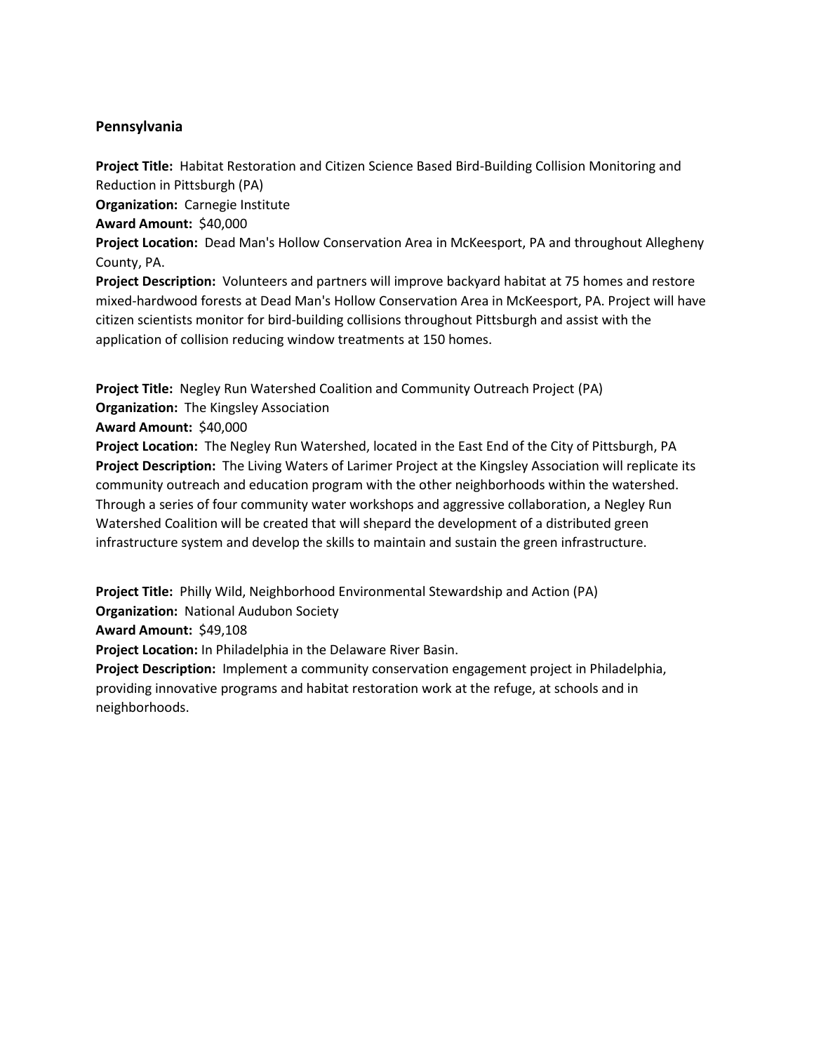## Pennsylvania

**Project Title:** Habitat Restoration and Citizen Science Based Bird-Building Collision Monitoring and Reduction in Pittsburgh (PA)
**Organization:** Carnegie Institute
**Award Amount:** $40,000
**Project Location:** Dead Man's Hollow Conservation Area in McKeesport, PA and throughout Allegheny County, PA.
**Project Description:** Volunteers and partners will improve backyard habitat at 75 homes and restore mixed-hardwood forests at Dead Man's Hollow Conservation Area in McKeesport, PA. Project will have citizen scientists monitor for bird-building collisions throughout Pittsburgh and assist with the application of collision reducing window treatments at 150 homes.

**Project Title:** Negley Run Watershed Coalition and Community Outreach Project (PA)
**Organization:** The Kingsley Association
**Award Amount:** $40,000
**Project Location:** The Negley Run Watershed, located in the East End of the City of Pittsburgh, PA
**Project Description:** The Living Waters of Larimer Project at the Kingsley Association will replicate its community outreach and education program with the other neighborhoods within the watershed. Through a series of four community water workshops and aggressive collaboration, a Negley Run Watershed Coalition will be created that will shepard the development of a distributed green infrastructure system and develop the skills to maintain and sustain the green infrastructure.

**Project Title:** Philly Wild, Neighborhood Environmental Stewardship and Action (PA)
**Organization:** National Audubon Society
**Award Amount:** $49,108
**Project Location:** In Philadelphia in the Delaware River Basin.
**Project Description:** Implement a community conservation engagement project in Philadelphia, providing innovative programs and habitat restoration work at the refuge, at schools and in neighborhoods.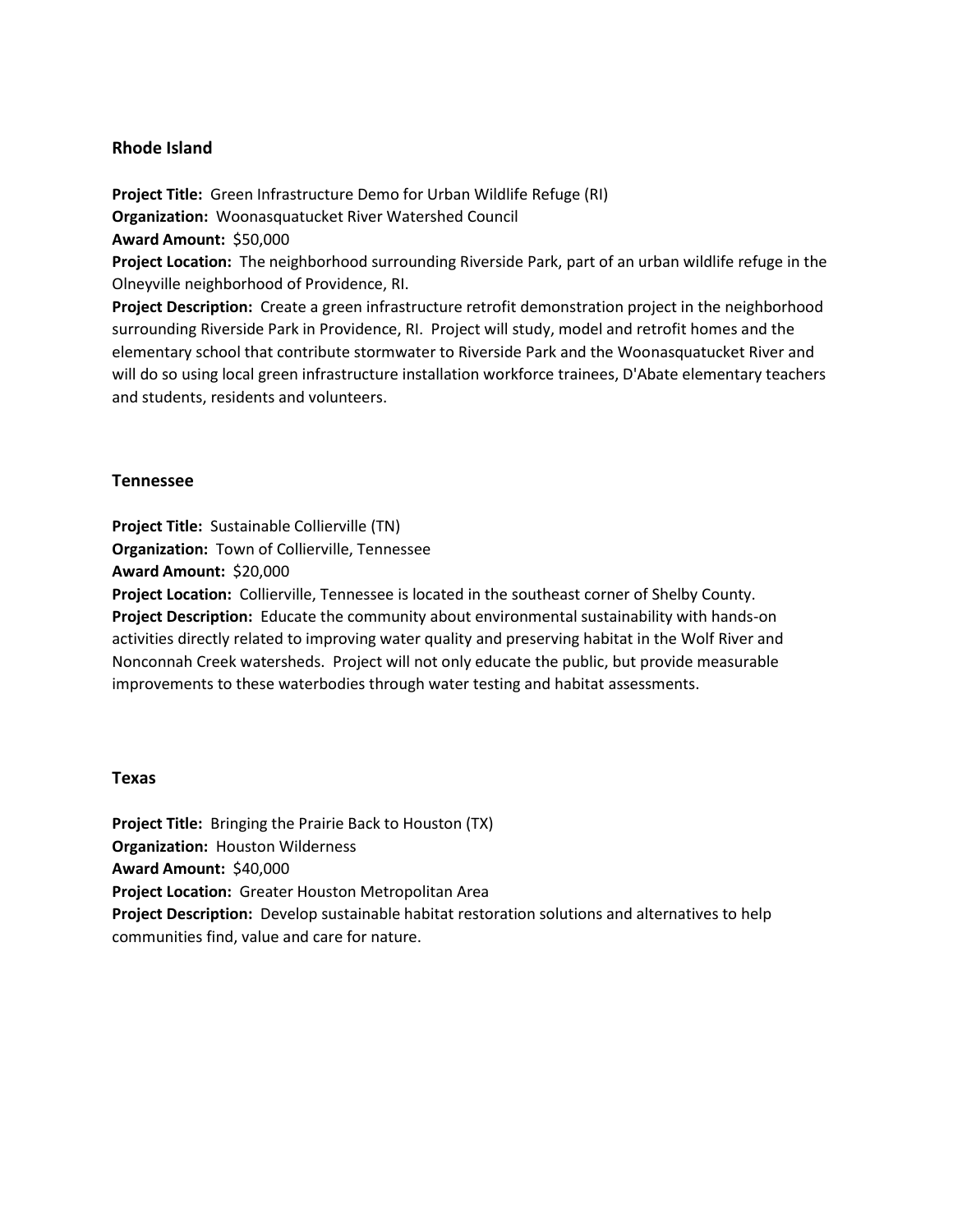### Rhode Island

**Project Title:** Green Infrastructure Demo for Urban Wildlife Refuge (RI)
**Organization:** Woonasquatucket River Watershed Council
**Award Amount:** $50,000
**Project Location:** The neighborhood surrounding Riverside Park, part of an urban wildlife refuge in the Olneyville neighborhood of Providence, RI.
**Project Description:** Create a green infrastructure retrofit demonstration project in the neighborhood surrounding Riverside Park in Providence, RI. Project will study, model and retrofit homes and the elementary school that contribute stormwater to Riverside Park and the Woonasquatucket River and will do so using local green infrastructure installation workforce trainees, D'Abate elementary teachers and students, residents and volunteers.

### Tennessee

**Project Title:** Sustainable Collierville (TN)
**Organization:** Town of Collierville, Tennessee
**Award Amount:** $20,000
**Project Location:** Collierville, Tennessee is located in the southeast corner of Shelby County.
**Project Description:** Educate the community about environmental sustainability with hands-on activities directly related to improving water quality and preserving habitat in the Wolf River and Nonconnah Creek watersheds. Project will not only educate the public, but provide measurable improvements to these waterbodies through water testing and habitat assessments.

### Texas

**Project Title:** Bringing the Prairie Back to Houston (TX)
**Organization:** Houston Wilderness
**Award Amount:** $40,000
**Project Location:** Greater Houston Metropolitan Area
**Project Description:** Develop sustainable habitat restoration solutions and alternatives to help communities find, value and care for nature.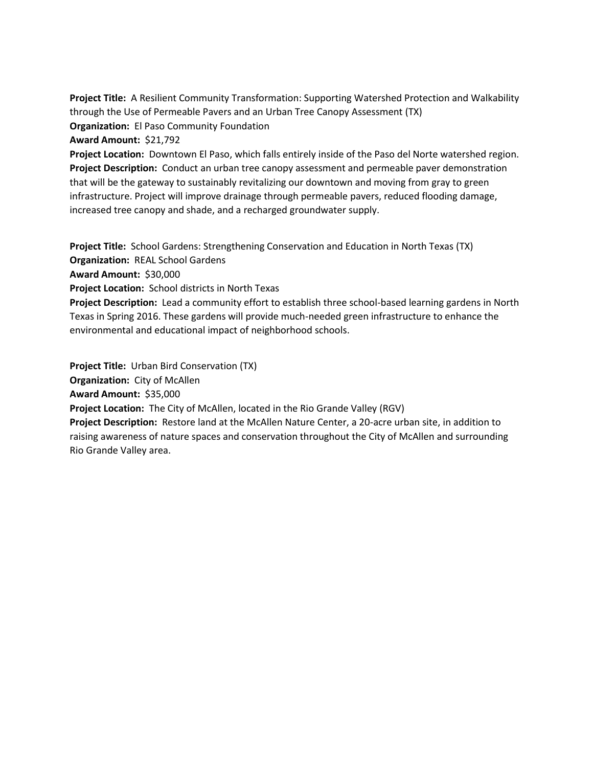**Project Title:** A Resilient Community Transformation: Supporting Watershed Protection and Walkability through the Use of Permeable Pavers and an Urban Tree Canopy Assessment (TX)
**Organization:** El Paso Community Foundation
**Award Amount:** $21,792
**Project Location:** Downtown El Paso, which falls entirely inside of the Paso del Norte watershed region.
**Project Description:** Conduct an urban tree canopy assessment and permeable paver demonstration that will be the gateway to sustainably revitalizing our downtown and moving from gray to green infrastructure. Project will improve drainage through permeable pavers, reduced flooding damage, increased tree canopy and shade, and a recharged groundwater supply.

**Project Title:** School Gardens: Strengthening Conservation and Education in North Texas (TX)
**Organization:** REAL School Gardens
**Award Amount:** $30,000
**Project Location:** School districts in North Texas
**Project Description:** Lead a community effort to establish three school-based learning gardens in North Texas in Spring 2016. These gardens will provide much-needed green infrastructure to enhance the environmental and educational impact of neighborhood schools.

**Project Title:** Urban Bird Conservation (TX)
**Organization:** City of McAllen
**Award Amount:** $35,000
**Project Location:** The City of McAllen, located in the Rio Grande Valley (RGV)
**Project Description:** Restore land at the McAllen Nature Center, a 20-acre urban site, in addition to raising awareness of nature spaces and conservation throughout the City of McAllen and surrounding Rio Grande Valley area.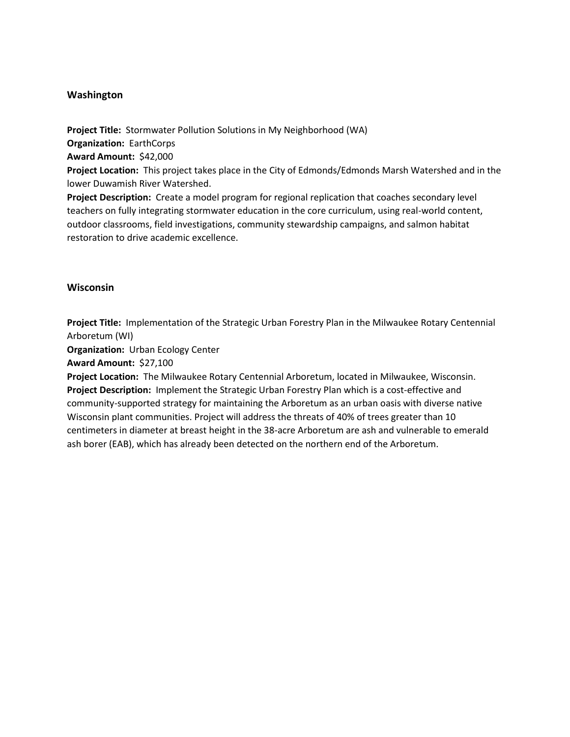## Washington

**Project Title:** Stormwater Pollution Solutions in My Neighborhood (WA)
**Organization:** EarthCorps
**Award Amount:** $42,000
**Project Location:** This project takes place in the City of Edmonds/Edmonds Marsh Watershed and in the lower Duwamish River Watershed.
**Project Description:** Create a model program for regional replication that coaches secondary level teachers on fully integrating stormwater education in the core curriculum, using real-world content, outdoor classrooms, field investigations, community stewardship campaigns, and salmon habitat restoration to drive academic excellence.

## Wisconsin

**Project Title:** Implementation of the Strategic Urban Forestry Plan in the Milwaukee Rotary Centennial Arboretum (WI)
**Organization:** Urban Ecology Center
**Award Amount:** $27,100
**Project Location:** The Milwaukee Rotary Centennial Arboretum, located in Milwaukee, Wisconsin.
**Project Description:** Implement the Strategic Urban Forestry Plan which is a cost-effective and community-supported strategy for maintaining the Arboretum as an urban oasis with diverse native Wisconsin plant communities. Project will address the threats of 40% of trees greater than 10 centimeters in diameter at breast height in the 38-acre Arboretum are ash and vulnerable to emerald ash borer (EAB), which has already been detected on the northern end of the Arboretum.